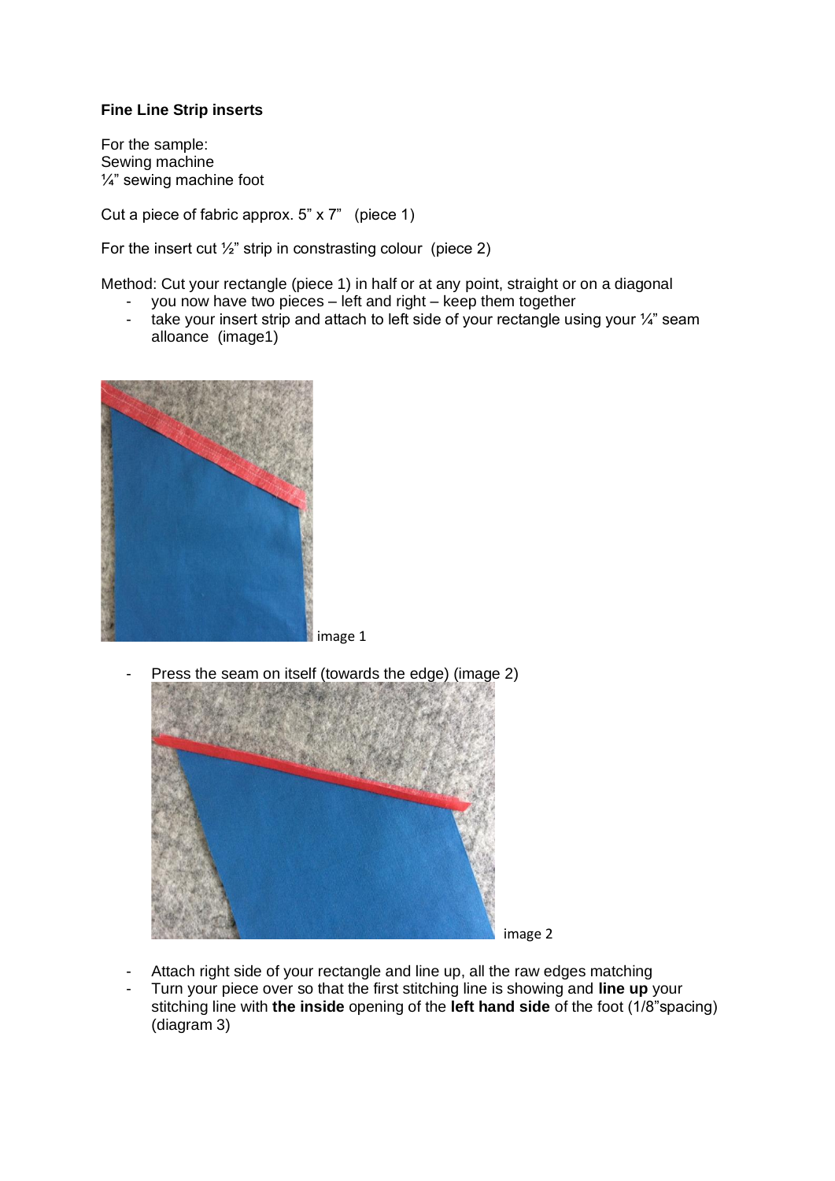**Fine Line Strip inserts**

For the sample:
Sewing machine
¼" sewing machine foot

Cut a piece of fabric approx. 5" x 7"  (piece 1)

For the insert cut ½" strip in constrasting colour  (piece 2)

Method: Cut your rectangle (piece 1) in half or at any point, straight or on a diagonal

- you now have two pieces – left and right – keep them together
- take your insert strip and attach to left side of your rectangle using your ¼" seam alloance  (image1)

image 1

- Press the seam on itself (towards the edge) (image 2)

image 2

- Attach right side of your rectangle and line up, all the raw edges matching
- Turn your piece over so that the first stitching line is showing and **line up** your stitching line with **the inside** opening of the **left hand side** of the foot (1/8"spacing) (diagram 3)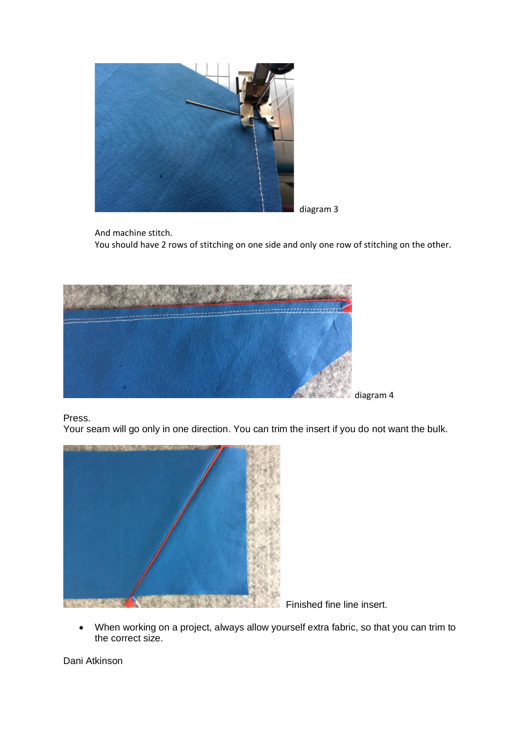diagram 3

And machine stitch.
You should have 2 rows of stitching on one side and only one row of stitching on the other.

diagram 4

Press.
Your seam will go only in one direction. You can trim the insert if you do not want the bulk.

Finished fine line insert.

- When working on a project, always allow yourself extra fabric, so that you can trim to the correct size.

Dani Atkinson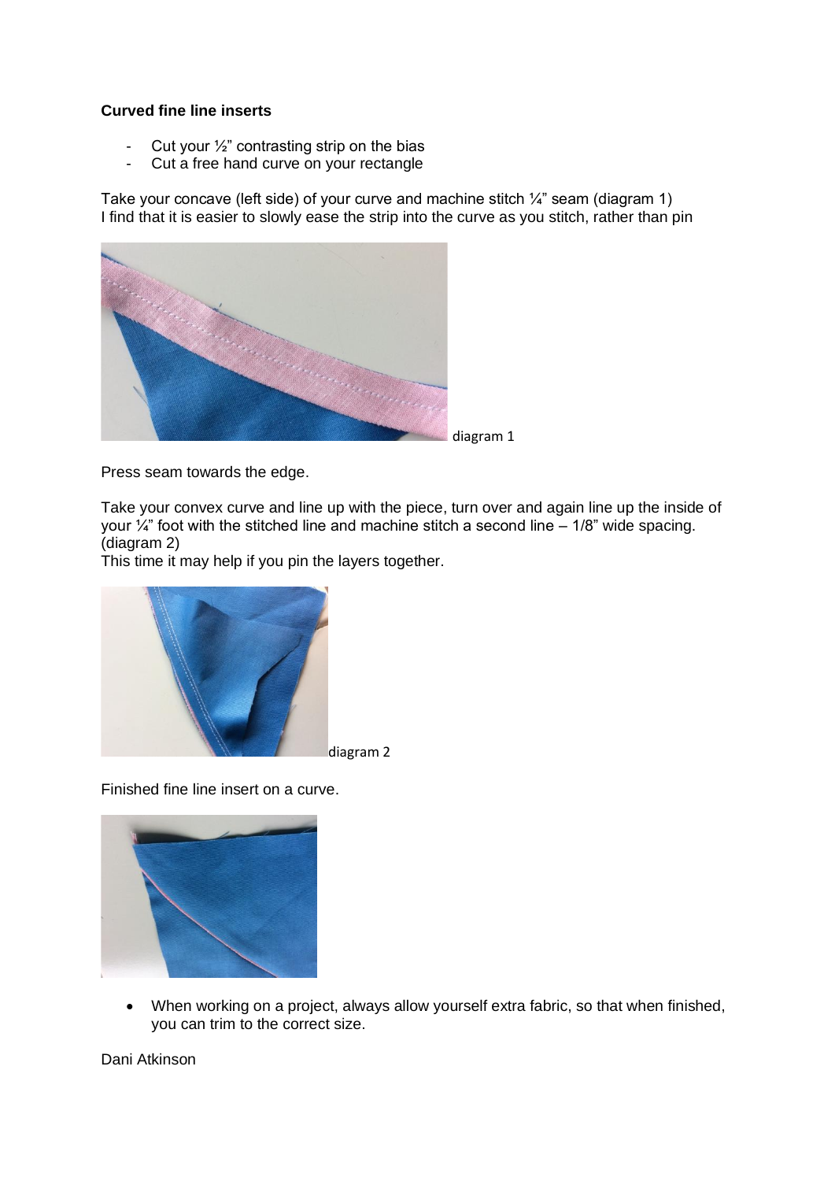**Curved fine line inserts**

- Cut your ½" contrasting strip on the bias
- Cut a free hand curve on your rectangle

Take your concave (left side) of your curve and machine stitch ¼" seam (diagram 1)
I find that it is easier to slowly ease the strip into the curve as you stitch, rather than pin

diagram 1

Press seam towards the edge.

Take your convex curve and line up with the piece, turn over and again line up the inside of your ¼" foot with the stitched line and machine stitch a second line – 1/8" wide spacing. (diagram 2)
This time it may help if you pin the layers together.

diagram 2

Finished fine line insert on a curve.

- When working on a project, always allow yourself extra fabric, so that when finished, you can trim to the correct size.

Dani Atkinson